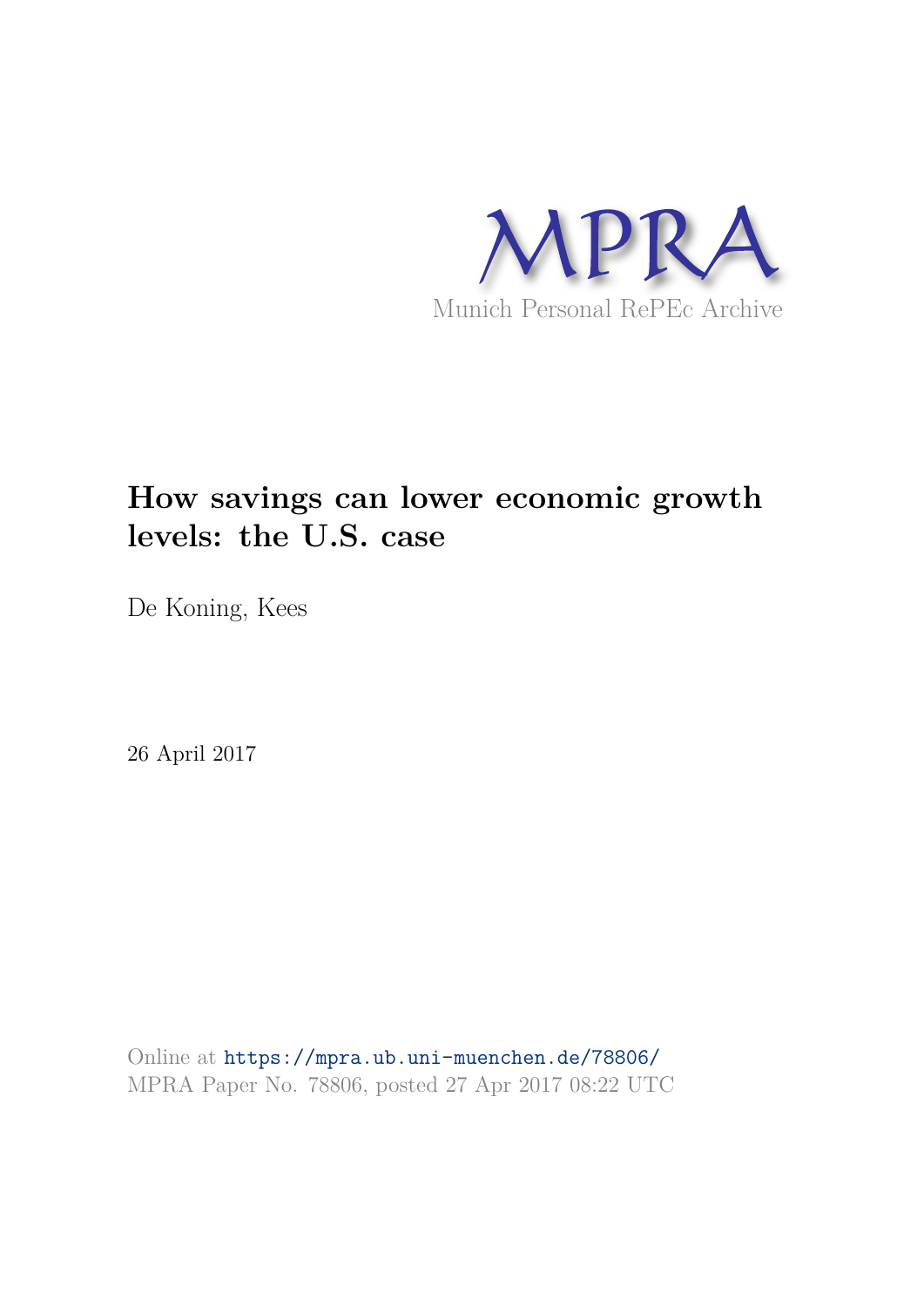MPRA

Munich Personal RePEc Archive

# How savings can lower economic growth levels: the U.S. case

De Koning, Kees

26 April 2017

Online at https://mpra.ub.uni-muenchen.de/78806/
MPRA Paper No. 78806, posted 27 Apr 2017 08:22 UTC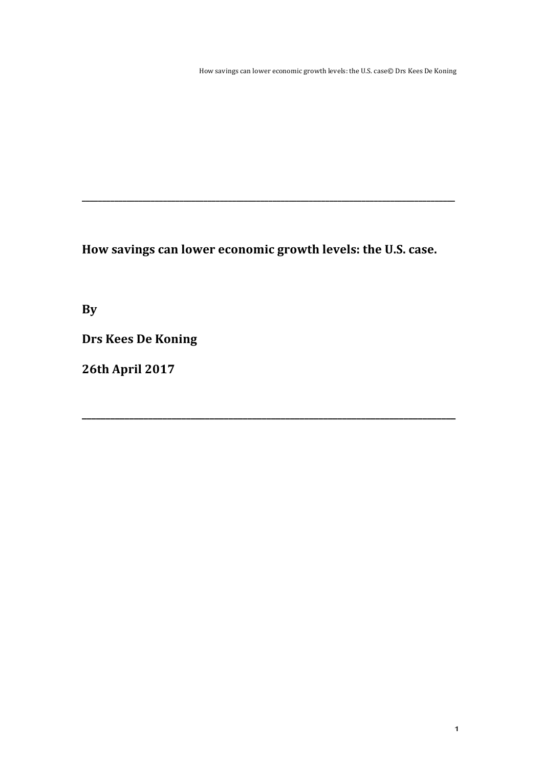---

**How savings can lower economic growth levels: the U.S. case.**

**By**

**Drs Kees De Koning**

**26th April 2017**

---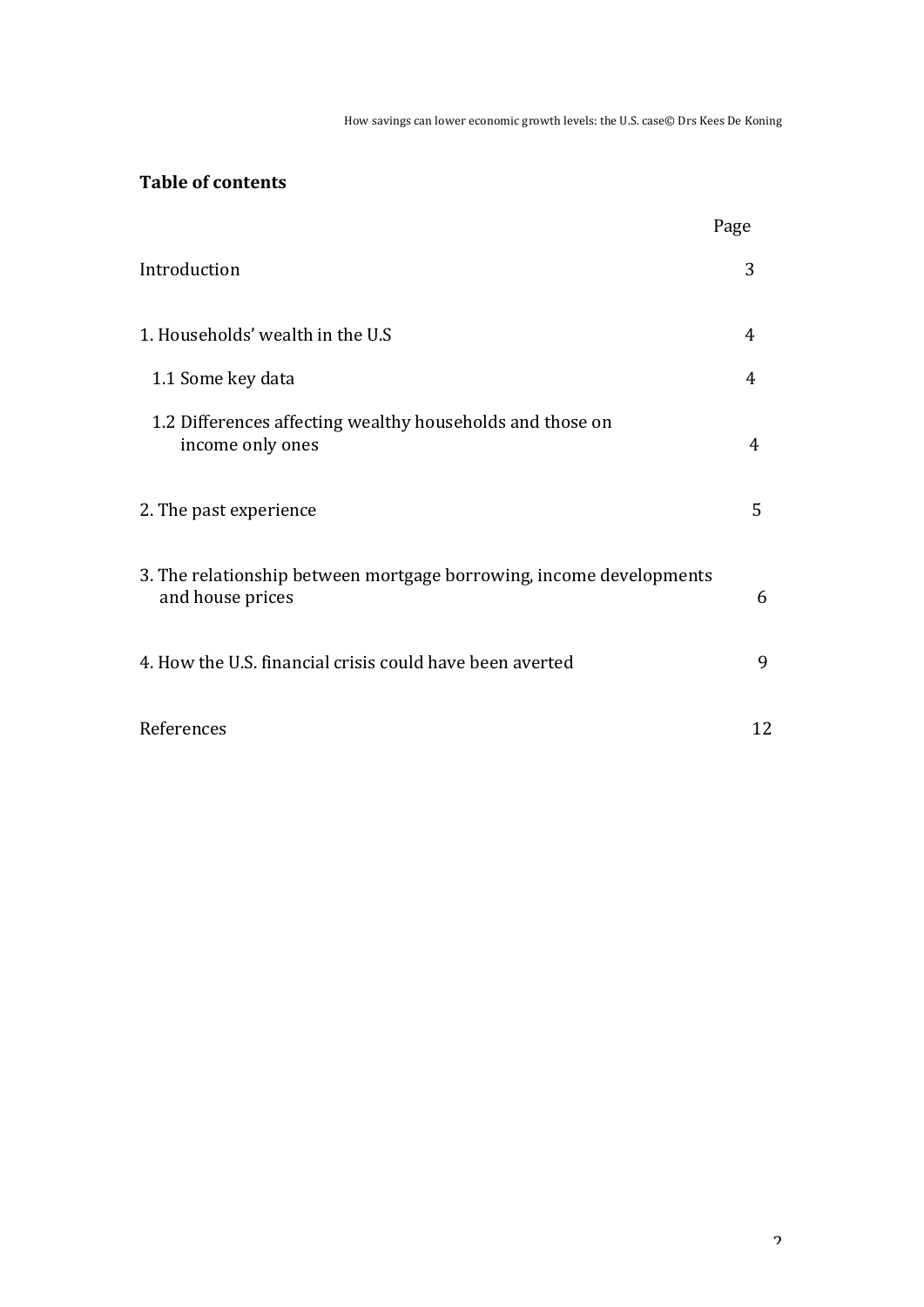## Table of contents

| | Page |
|---|---|
| Introduction | 3 |
| 1. Households' wealth in the U.S | 4 |
| 1.1 Some key data | 4 |
| 1.2 Differences affecting wealthy households and those on income only ones | 4 |
| 2. The past experience | 5 |
| 3. The relationship between mortgage borrowing, income developments and house prices | 6 |
| 4. How the U.S. financial crisis could have been averted | 9 |
| References | 12 |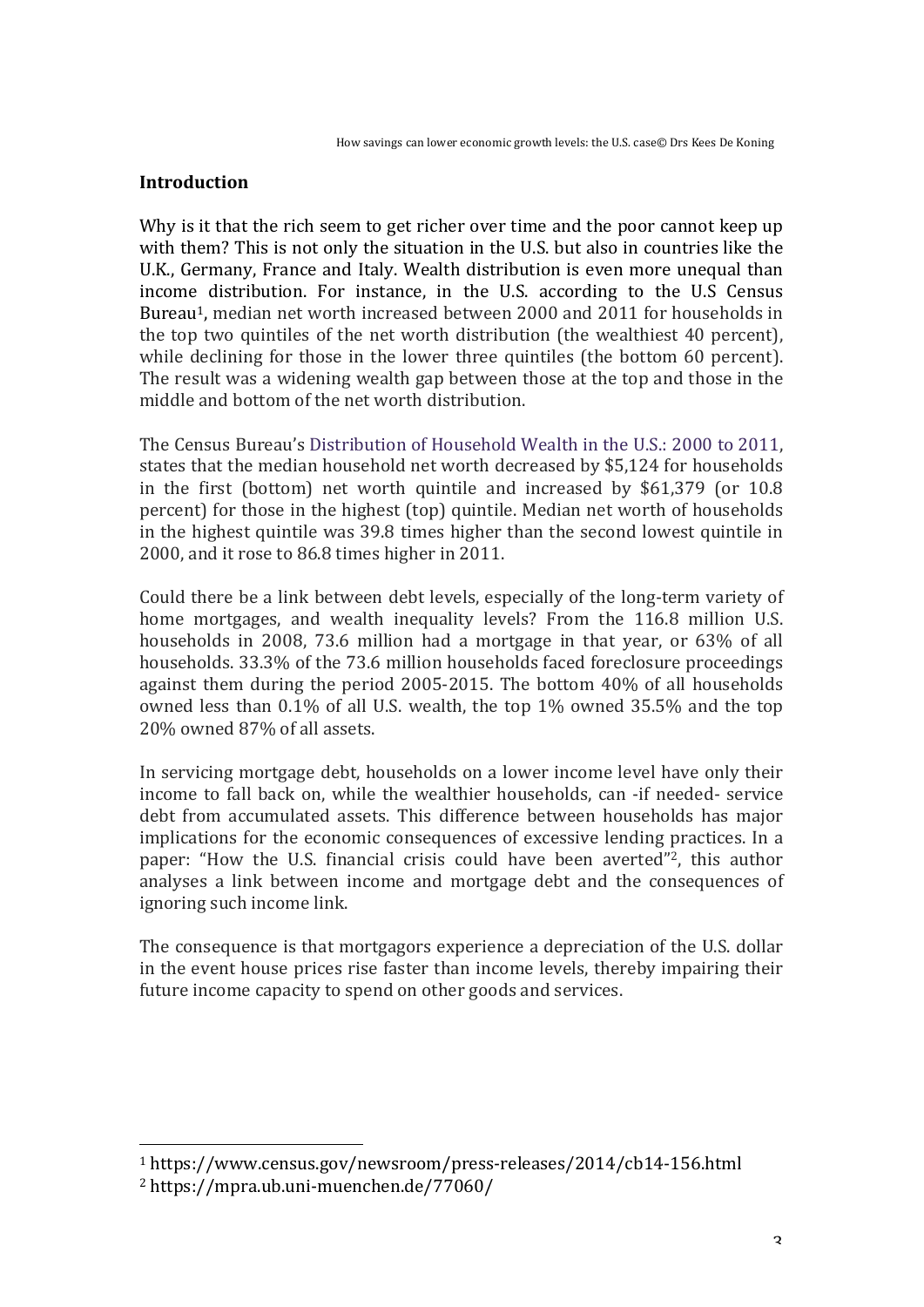## Introduction

Why is it that the rich seem to get richer over time and the poor cannot keep up with them? This is not only the situation in the U.S. but also in countries like the U.K., Germany, France and Italy. Wealth distribution is even more unequal than income distribution. For instance, in the U.S. according to the U.S Census Bureau[1], median net worth increased between 2000 and 2011 for households in the top two quintiles of the net worth distribution (the wealthiest 40 percent), while declining for those in the lower three quintiles (the bottom 60 percent). The result was a widening wealth gap between those at the top and those in the middle and bottom of the net worth distribution.

The Census Bureau's Distribution of Household Wealth in the U.S.: 2000 to 2011, states that the median household net worth decreased by $5,124 for households in the first (bottom) net worth quintile and increased by $61,379 (or 10.8 percent) for those in the highest (top) quintile. Median net worth of households in the highest quintile was 39.8 times higher than the second lowest quintile in 2000, and it rose to 86.8 times higher in 2011.

Could there be a link between debt levels, especially of the long-term variety of home mortgages, and wealth inequality levels? From the 116.8 million U.S. households in 2008, 73.6 million had a mortgage in that year, or 63% of all households. 33.3% of the 73.6 million households faced foreclosure proceedings against them during the period 2005-2015. The bottom 40% of all households owned less than 0.1% of all U.S. wealth, the top 1% owned 35.5% and the top 20% owned 87% of all assets.

In servicing mortgage debt, households on a lower income level have only their income to fall back on, while the wealthier households, can -if needed- service debt from accumulated assets. This difference between households has major implications for the economic consequences of excessive lending practices. In a paper: "How the U.S. financial crisis could have been averted"[2], this author analyses a link between income and mortgage debt and the consequences of ignoring such income link.

The consequence is that mortgagors experience a depreciation of the U.S. dollar in the event house prices rise faster than income levels, thereby impairing their future income capacity to spend on other goods and services.

[1] https://www.census.gov/newsroom/press-releases/2014/cb14-156.html

[2] https://mpra.ub.uni-muenchen.de/77060/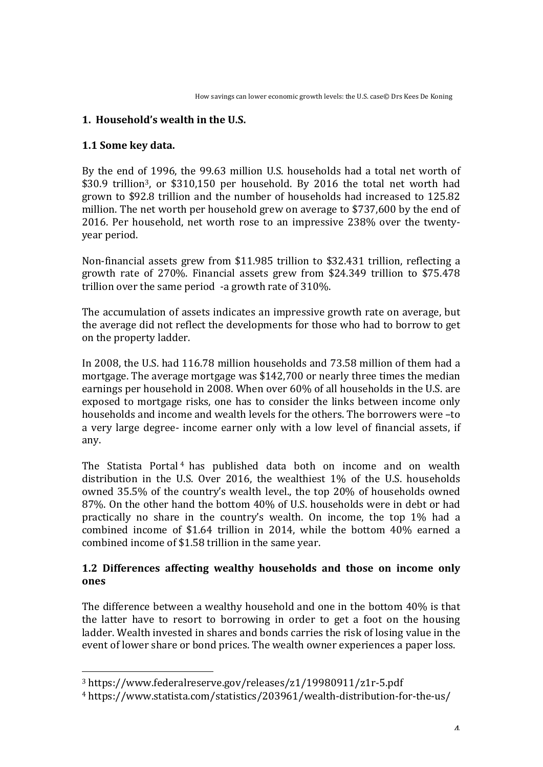## 1. Household's wealth in the U.S.

### 1.1 Some key data.

By the end of 1996, the 99.63 million U.S. households had a total net worth of \$30.9 trillion[3], or \$310,150 per household. By 2016 the total net worth had grown to \$92.8 trillion and the number of households had increased to 125.82 million. The net worth per household grew on average to \$737,600 by the end of 2016. Per household, net worth rose to an impressive 238% over the twenty-year period.

Non-financial assets grew from \$11.985 trillion to \$32.431 trillion, reflecting a growth rate of 270%. Financial assets grew from \$24.349 trillion to \$75.478 trillion over the same period -a growth rate of 310%.

The accumulation of assets indicates an impressive growth rate on average, but the average did not reflect the developments for those who had to borrow to get on the property ladder.

In 2008, the U.S. had 116.78 million households and 73.58 million of them had a mortgage. The average mortgage was \$142,700 or nearly three times the median earnings per household in 2008. When over 60% of all households in the U.S. are exposed to mortgage risks, one has to consider the links between income only households and income and wealth levels for the others. The borrowers were –to a very large degree- income earner only with a low level of financial assets, if any.

The Statista Portal[4] has published data both on income and on wealth distribution in the U.S. Over 2016, the wealthiest 1% of the U.S. households owned 35.5% of the country's wealth level., the top 20% of households owned 87%. On the other hand the bottom 40% of U.S. households were in debt or had practically no share in the country's wealth. On income, the top 1% had a combined income of \$1.64 trillion in 2014, while the bottom 40% earned a combined income of \$1.58 trillion in the same year.

### 1.2 Differences affecting wealthy households and those on income only ones

The difference between a wealthy household and one in the bottom 40% is that the latter have to resort to borrowing in order to get a foot on the housing ladder. Wealth invested in shares and bonds carries the risk of losing value in the event of lower share or bond prices. The wealth owner experiences a paper loss.

---

[3] https://www.federalreserve.gov/releases/z1/19980911/z1r-5.pdf

[4] https://www.statista.com/statistics/203961/wealth-distribution-for-the-us/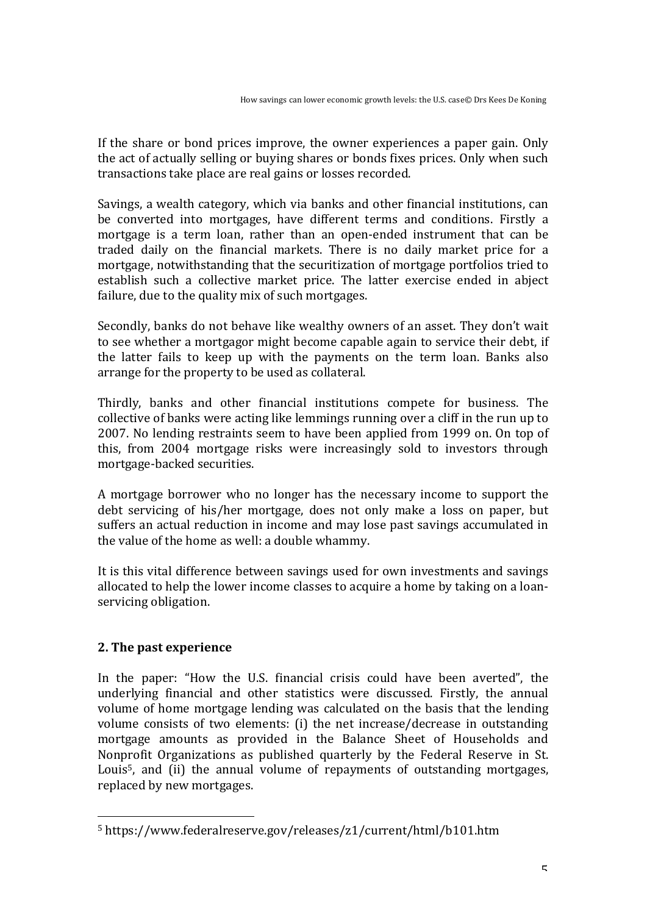If the share or bond prices improve, the owner experiences a paper gain. Only the act of actually selling or buying shares or bonds fixes prices. Only when such transactions take place are real gains or losses recorded.

Savings, a wealth category, which via banks and other financial institutions, can be converted into mortgages, have different terms and conditions. Firstly a mortgage is a term loan, rather than an open-ended instrument that can be traded daily on the financial markets. There is no daily market price for a mortgage, notwithstanding that the securitization of mortgage portfolios tried to establish such a collective market price. The latter exercise ended in abject failure, due to the quality mix of such mortgages.

Secondly, banks do not behave like wealthy owners of an asset. They don't wait to see whether a mortgagor might become capable again to service their debt, if the latter fails to keep up with the payments on the term loan. Banks also arrange for the property to be used as collateral.

Thirdly, banks and other financial institutions compete for business. The collective of banks were acting like lemmings running over a cliff in the run up to 2007. No lending restraints seem to have been applied from 1999 on. On top of this, from 2004 mortgage risks were increasingly sold to investors through mortgage-backed securities.

A mortgage borrower who no longer has the necessary income to support the debt servicing of his/her mortgage, does not only make a loss on paper, but suffers an actual reduction in income and may lose past savings accumulated in the value of the home as well: a double whammy.

It is this vital difference between savings used for own investments and savings allocated to help the lower income classes to acquire a home by taking on a loan-servicing obligation.

## 2. The past experience

In the paper: "How the U.S. financial crisis could have been averted", the underlying financial and other statistics were discussed. Firstly, the annual volume of home mortgage lending was calculated on the basis that the lending volume consists of two elements: (i) the net increase/decrease in outstanding mortgage amounts as provided in the Balance Sheet of Households and Nonprofit Organizations as published quarterly by the Federal Reserve in St. Louis[5], and (ii) the annual volume of repayments of outstanding mortgages, replaced by new mortgages.

[5] https://www.federalreserve.gov/releases/z1/current/html/b101.htm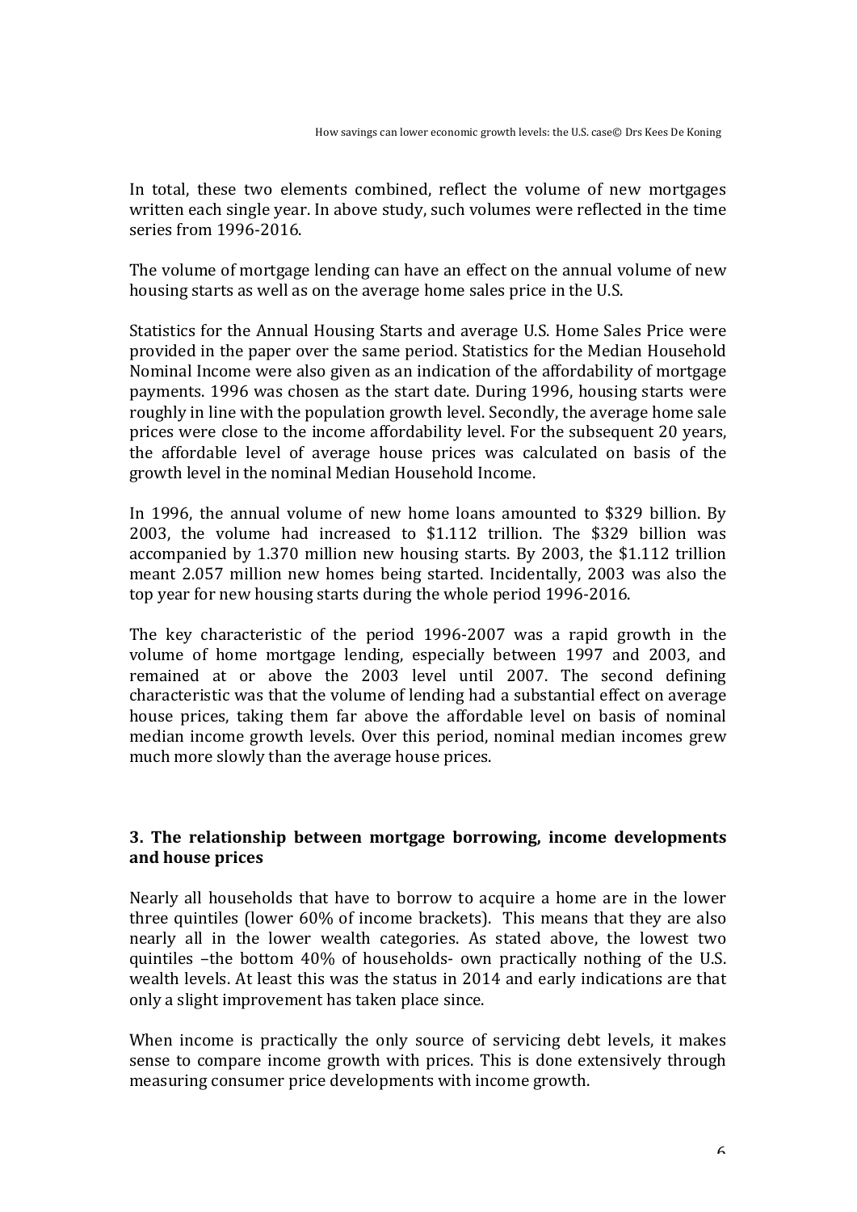In total, these two elements combined, reflect the volume of new mortgages written each single year. In above study, such volumes were reflected in the time series from 1996-2016.

The volume of mortgage lending can have an effect on the annual volume of new housing starts as well as on the average home sales price in the U.S.

Statistics for the Annual Housing Starts and average U.S. Home Sales Price were provided in the paper over the same period. Statistics for the Median Household Nominal Income were also given as an indication of the affordability of mortgage payments. 1996 was chosen as the start date. During 1996, housing starts were roughly in line with the population growth level. Secondly, the average home sale prices were close to the income affordability level. For the subsequent 20 years, the affordable level of average house prices was calculated on basis of the growth level in the nominal Median Household Income.

In 1996, the annual volume of new home loans amounted to $329 billion. By 2003, the volume had increased to $1.112 trillion. The $329 billion was accompanied by 1.370 million new housing starts. By 2003, the $1.112 trillion meant 2.057 million new homes being started. Incidentally, 2003 was also the top year for new housing starts during the whole period 1996-2016.

The key characteristic of the period 1996-2007 was a rapid growth in the volume of home mortgage lending, especially between 1997 and 2003, and remained at or above the 2003 level until 2007. The second defining characteristic was that the volume of lending had a substantial effect on average house prices, taking them far above the affordable level on basis of nominal median income growth levels. Over this period, nominal median incomes grew much more slowly than the average house prices.

## 3. The relationship between mortgage borrowing, income developments and house prices

Nearly all households that have to borrow to acquire a home are in the lower three quintiles (lower 60% of income brackets). This means that they are also nearly all in the lower wealth categories. As stated above, the lowest two quintiles –the bottom 40% of households- own practically nothing of the U.S. wealth levels. At least this was the status in 2014 and early indications are that only a slight improvement has taken place since.

When income is practically the only source of servicing debt levels, it makes sense to compare income growth with prices. This is done extensively through measuring consumer price developments with income growth.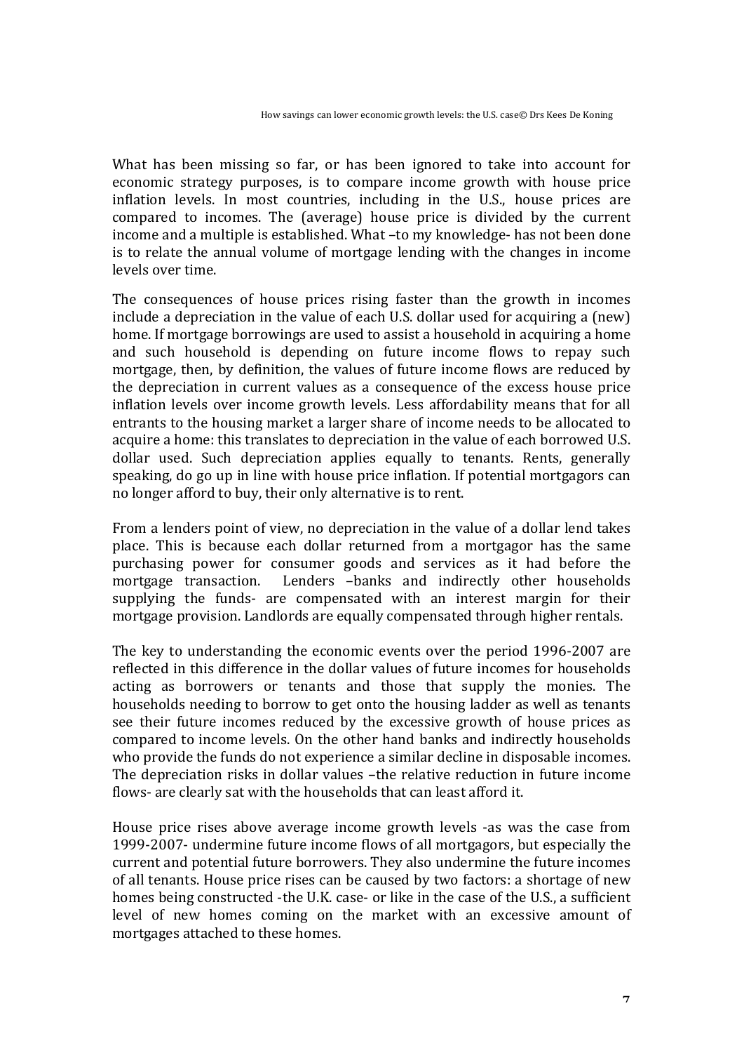What has been missing so far, or has been ignored to take into account for economic strategy purposes, is to compare income growth with house price inflation levels. In most countries, including in the U.S., house prices are compared to incomes. The (average) house price is divided by the current income and a multiple is established. What –to my knowledge- has not been done is to relate the annual volume of mortgage lending with the changes in income levels over time.

The consequences of house prices rising faster than the growth in incomes include a depreciation in the value of each U.S. dollar used for acquiring a (new) home. If mortgage borrowings are used to assist a household in acquiring a home and such household is depending on future income flows to repay such mortgage, then, by definition, the values of future income flows are reduced by the depreciation in current values as a consequence of the excess house price inflation levels over income growth levels. Less affordability means that for all entrants to the housing market a larger share of income needs to be allocated to acquire a home: this translates to depreciation in the value of each borrowed U.S. dollar used. Such depreciation applies equally to tenants. Rents, generally speaking, do go up in line with house price inflation. If potential mortgagors can no longer afford to buy, their only alternative is to rent.

From a lenders point of view, no depreciation in the value of a dollar lend takes place. This is because each dollar returned from a mortgagor has the same purchasing power for consumer goods and services as it had before the mortgage transaction. Lenders –banks and indirectly other households supplying the funds- are compensated with an interest margin for their mortgage provision. Landlords are equally compensated through higher rentals.

The key to understanding the economic events over the period 1996-2007 are reflected in this difference in the dollar values of future incomes for households acting as borrowers or tenants and those that supply the monies. The households needing to borrow to get onto the housing ladder as well as tenants see their future incomes reduced by the excessive growth of house prices as compared to income levels. On the other hand banks and indirectly households who provide the funds do not experience a similar decline in disposable incomes. The depreciation risks in dollar values –the relative reduction in future income flows- are clearly sat with the households that can least afford it.

House price rises above average income growth levels -as was the case from 1999-2007- undermine future income flows of all mortgagors, but especially the current and potential future borrowers. They also undermine the future incomes of all tenants. House price rises can be caused by two factors: a shortage of new homes being constructed -the U.K. case- or like in the case of the U.S., a sufficient level of new homes coming on the market with an excessive amount of mortgages attached to these homes.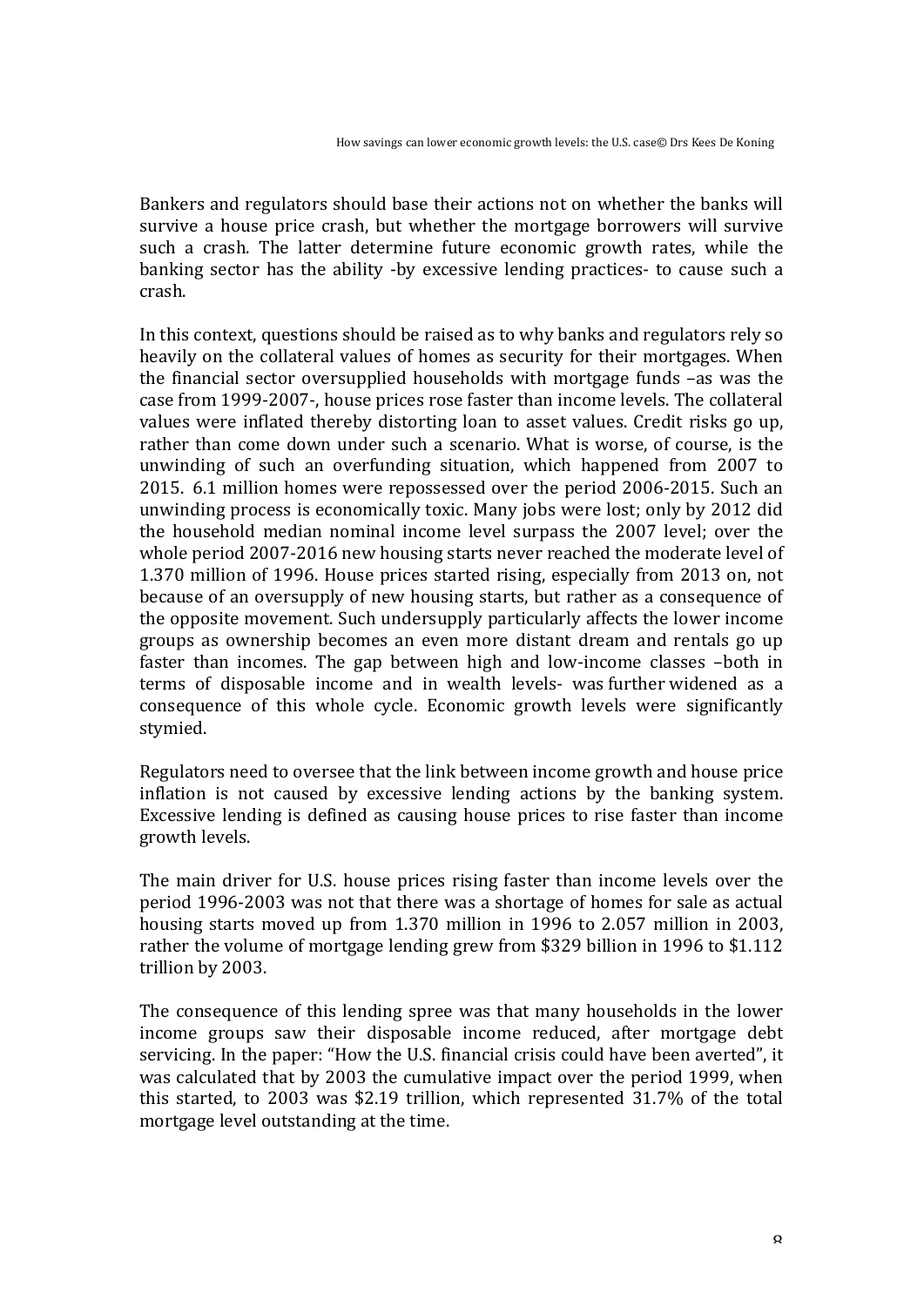Bankers and regulators should base their actions not on whether the banks will survive a house price crash, but whether the mortgage borrowers will survive such a crash. The latter determine future economic growth rates, while the banking sector has the ability -by excessive lending practices- to cause such a crash.

In this context, questions should be raised as to why banks and regulators rely so heavily on the collateral values of homes as security for their mortgages. When the financial sector oversupplied households with mortgage funds –as was the case from 1999-2007-, house prices rose faster than income levels. The collateral values were inflated thereby distorting loan to asset values. Credit risks go up, rather than come down under such a scenario. What is worse, of course, is the unwinding of such an overfunding situation, which happened from 2007 to 2015. 6.1 million homes were repossessed over the period 2006-2015. Such an unwinding process is economically toxic. Many jobs were lost; only by 2012 did the household median nominal income level surpass the 2007 level; over the whole period 2007-2016 new housing starts never reached the moderate level of 1.370 million of 1996. House prices started rising, especially from 2013 on, not because of an oversupply of new housing starts, but rather as a consequence of the opposite movement. Such undersupply particularly affects the lower income groups as ownership becomes an even more distant dream and rentals go up faster than incomes. The gap between high and low-income classes –both in terms of disposable income and in wealth levels- was further widened as a consequence of this whole cycle. Economic growth levels were significantly stymied.

Regulators need to oversee that the link between income growth and house price inflation is not caused by excessive lending actions by the banking system. Excessive lending is defined as causing house prices to rise faster than income growth levels.

The main driver for U.S. house prices rising faster than income levels over the period 1996-2003 was not that there was a shortage of homes for sale as actual housing starts moved up from 1.370 million in 1996 to 2.057 million in 2003, rather the volume of mortgage lending grew from $329 billion in 1996 to $1.112 trillion by 2003.

The consequence of this lending spree was that many households in the lower income groups saw their disposable income reduced, after mortgage debt servicing. In the paper: "How the U.S. financial crisis could have been averted", it was calculated that by 2003 the cumulative impact over the period 1999, when this started, to 2003 was $2.19 trillion, which represented 31.7% of the total mortgage level outstanding at the time.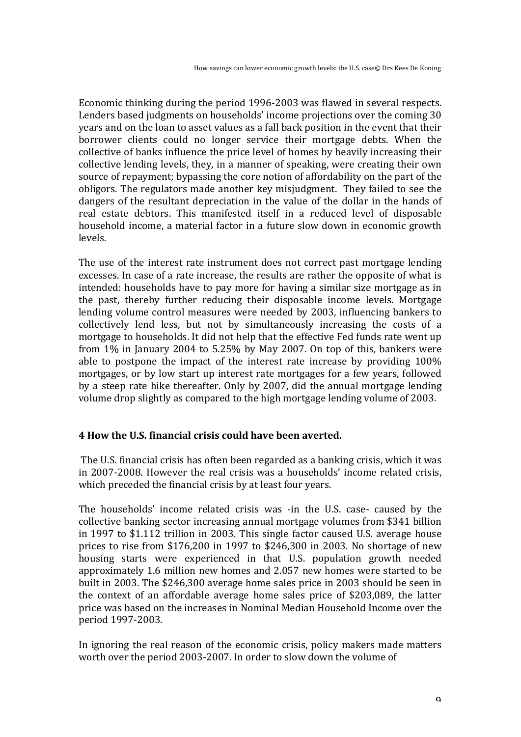Economic thinking during the period 1996-2003 was flawed in several respects. Lenders based judgments on households' income projections over the coming 30 years and on the loan to asset values as a fall back position in the event that their borrower clients could no longer service their mortgage debts. When the collective of banks influence the price level of homes by heavily increasing their collective lending levels, they, in a manner of speaking, were creating their own source of repayment; bypassing the core notion of affordability on the part of the obligors. The regulators made another key misjudgment. They failed to see the dangers of the resultant depreciation in the value of the dollar in the hands of real estate debtors. This manifested itself in a reduced level of disposable household income, a material factor in a future slow down in economic growth levels.

The use of the interest rate instrument does not correct past mortgage lending excesses. In case of a rate increase, the results are rather the opposite of what is intended: households have to pay more for having a similar size mortgage as in the past, thereby further reducing their disposable income levels. Mortgage lending volume control measures were needed by 2003, influencing bankers to collectively lend less, but not by simultaneously increasing the costs of a mortgage to households. It did not help that the effective Fed funds rate went up from 1% in January 2004 to 5.25% by May 2007. On top of this, bankers were able to postpone the impact of the interest rate increase by providing 100% mortgages, or by low start up interest rate mortgages for a few years, followed by a steep rate hike thereafter. Only by 2007, did the annual mortgage lending volume drop slightly as compared to the high mortgage lending volume of 2003.

## 4 How the U.S. financial crisis could have been averted.

The U.S. financial crisis has often been regarded as a banking crisis, which it was in 2007-2008. However the real crisis was a households' income related crisis, which preceded the financial crisis by at least four years.

The households' income related crisis was -in the U.S. case- caused by the collective banking sector increasing annual mortgage volumes from $341 billion in 1997 to $1.112 trillion in 2003. This single factor caused U.S. average house prices to rise from $176,200 in 1997 to $246,300 in 2003. No shortage of new housing starts were experienced in that U.S. population growth needed approximately 1.6 million new homes and 2.057 new homes were started to be built in 2003. The $246,300 average home sales price in 2003 should be seen in the context of an affordable average home sales price of $203,089, the latter price was based on the increases in Nominal Median Household Income over the period 1997-2003.

In ignoring the real reason of the economic crisis, policy makers made matters worth over the period 2003-2007. In order to slow down the volume of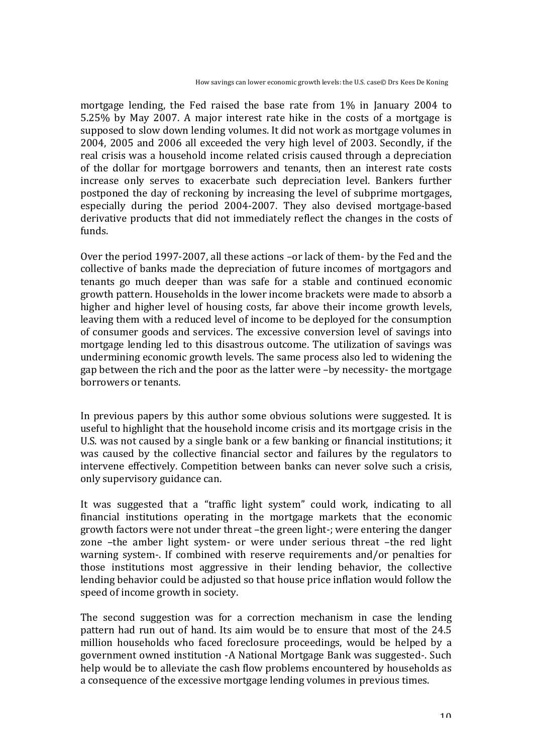mortgage lending, the Fed raised the base rate from 1% in January 2004 to 5.25% by May 2007. A major interest rate hike in the costs of a mortgage is supposed to slow down lending volumes. It did not work as mortgage volumes in 2004, 2005 and 2006 all exceeded the very high level of 2003. Secondly, if the real crisis was a household income related crisis caused through a depreciation of the dollar for mortgage borrowers and tenants, then an interest rate costs increase only serves to exacerbate such depreciation level. Bankers further postponed the day of reckoning by increasing the level of subprime mortgages, especially during the period 2004-2007. They also devised mortgage-based derivative products that did not immediately reflect the changes in the costs of funds.

Over the period 1997-2007, all these actions –or lack of them- by the Fed and the collective of banks made the depreciation of future incomes of mortgagors and tenants go much deeper than was safe for a stable and continued economic growth pattern. Households in the lower income brackets were made to absorb a higher and higher level of housing costs, far above their income growth levels, leaving them with a reduced level of income to be deployed for the consumption of consumer goods and services. The excessive conversion level of savings into mortgage lending led to this disastrous outcome. The utilization of savings was undermining economic growth levels. The same process also led to widening the gap between the rich and the poor as the latter were –by necessity- the mortgage borrowers or tenants.

In previous papers by this author some obvious solutions were suggested. It is useful to highlight that the household income crisis and its mortgage crisis in the U.S. was not caused by a single bank or a few banking or financial institutions; it was caused by the collective financial sector and failures by the regulators to intervene effectively. Competition between banks can never solve such a crisis, only supervisory guidance can.

It was suggested that a "traffic light system" could work, indicating to all financial institutions operating in the mortgage markets that the economic growth factors were not under threat –the green light-; were entering the danger zone –the amber light system- or were under serious threat –the red light warning system-. If combined with reserve requirements and/or penalties for those institutions most aggressive in their lending behavior, the collective lending behavior could be adjusted so that house price inflation would follow the speed of income growth in society.

The second suggestion was for a correction mechanism in case the lending pattern had run out of hand. Its aim would be to ensure that most of the 24.5 million households who faced foreclosure proceedings, would be helped by a government owned institution -A National Mortgage Bank was suggested-. Such help would be to alleviate the cash flow problems encountered by households as a consequence of the excessive mortgage lending volumes in previous times.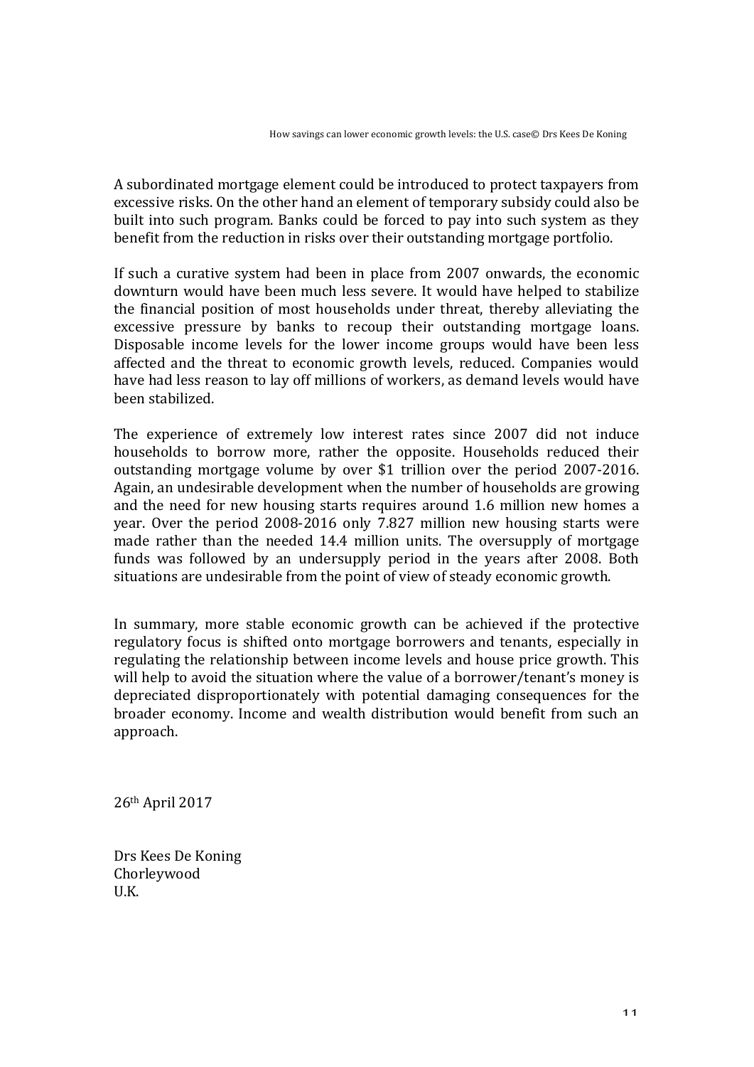A subordinated mortgage element could be introduced to protect taxpayers from excessive risks. On the other hand an element of temporary subsidy could also be built into such program. Banks could be forced to pay into such system as they benefit from the reduction in risks over their outstanding mortgage portfolio.

If such a curative system had been in place from 2007 onwards, the economic downturn would have been much less severe. It would have helped to stabilize the financial position of most households under threat, thereby alleviating the excessive pressure by banks to recoup their outstanding mortgage loans. Disposable income levels for the lower income groups would have been less affected and the threat to economic growth levels, reduced. Companies would have had less reason to lay off millions of workers, as demand levels would have been stabilized.

The experience of extremely low interest rates since 2007 did not induce households to borrow more, rather the opposite. Households reduced their outstanding mortgage volume by over $1 trillion over the period 2007-2016. Again, an undesirable development when the number of households are growing and the need for new housing starts requires around 1.6 million new homes a year. Over the period 2008-2016 only 7.827 million new housing starts were made rather than the needed 14.4 million units. The oversupply of mortgage funds was followed by an undersupply period in the years after 2008. Both situations are undesirable from the point of view of steady economic growth.

In summary, more stable economic growth can be achieved if the protective regulatory focus is shifted onto mortgage borrowers and tenants, especially in regulating the relationship between income levels and house price growth. This will help to avoid the situation where the value of a borrower/tenant's money is depreciated disproportionately with potential damaging consequences for the broader economy. Income and wealth distribution would benefit from such an approach.

26th April 2017

Drs Kees De Koning
Chorleywood
U.K.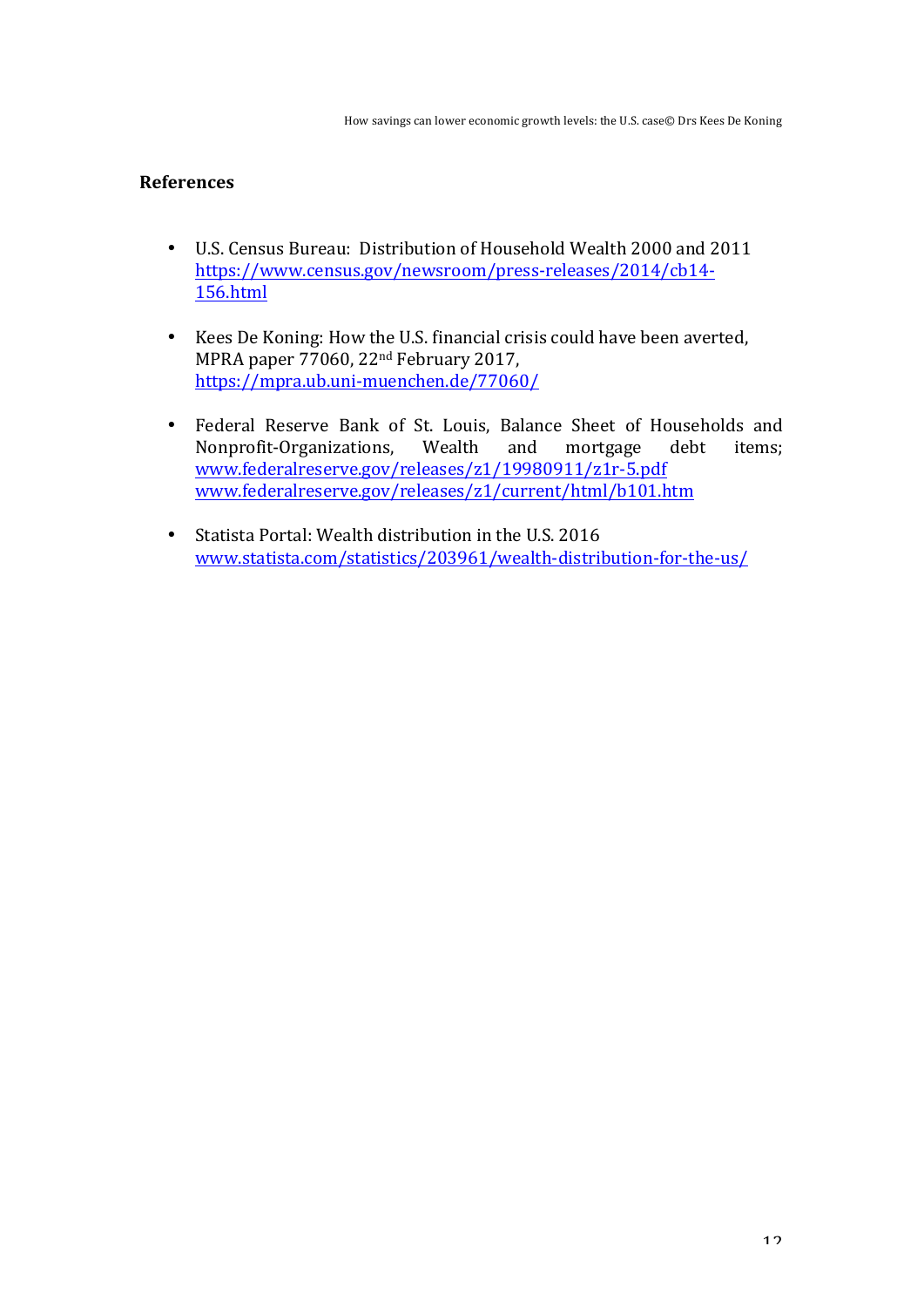## References

- U.S. Census Bureau: Distribution of Household Wealth 2000 and 2011 https://www.census.gov/newsroom/press-releases/2014/cb14-156.html

- Kees De Koning: How the U.S. financial crisis could have been averted, MPRA paper 77060, 22nd February 2017, https://mpra.ub.uni-muenchen.de/77060/

- Federal Reserve Bank of St. Louis, Balance Sheet of Households and Nonprofit-Organizations, Wealth and mortgage debt items; www.federalreserve.gov/releases/z1/19980911/z1r-5.pdf www.federalreserve.gov/releases/z1/current/html/b101.htm

- Statista Portal: Wealth distribution in the U.S. 2016 www.statista.com/statistics/203961/wealth-distribution-for-the-us/